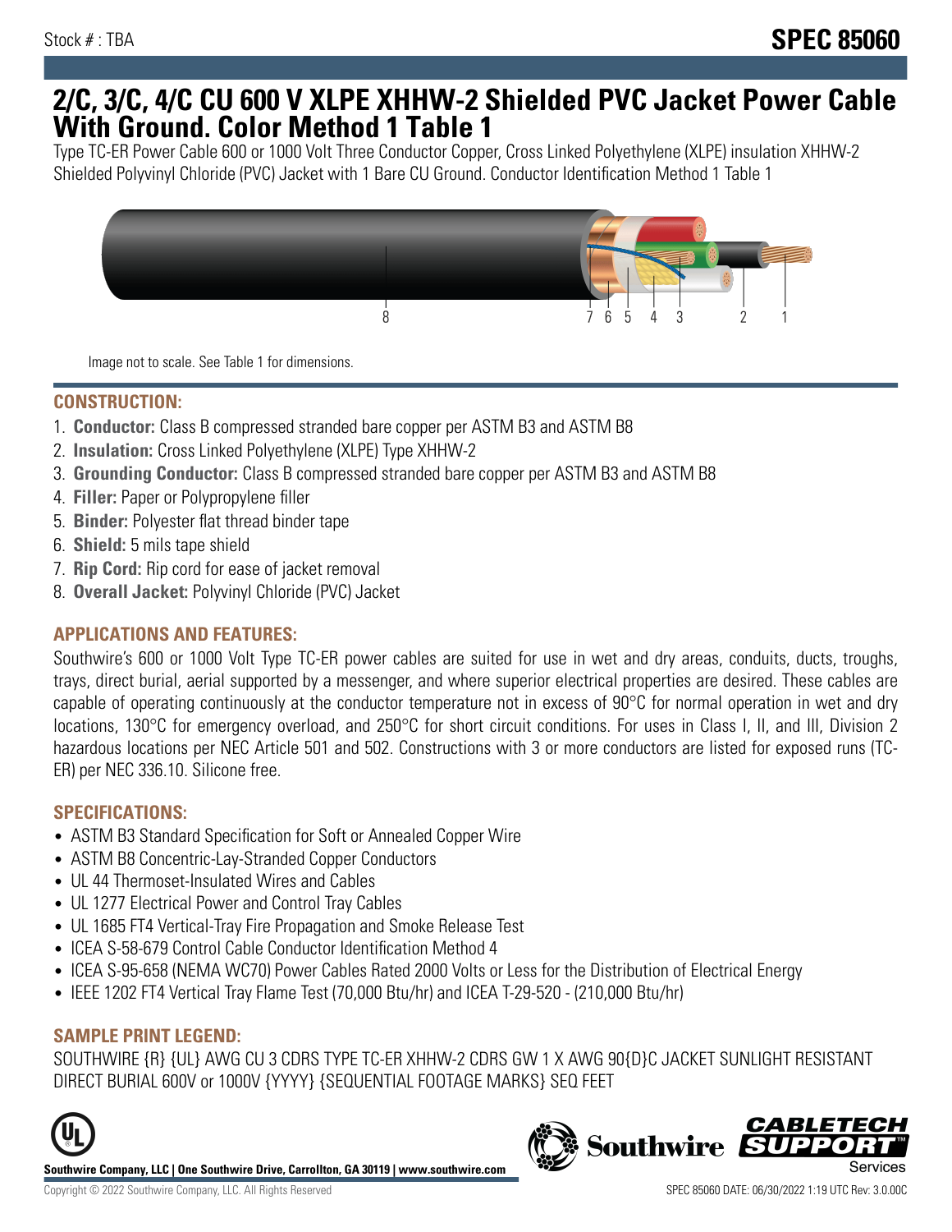Stock # : TBA

# SPEC 85060

## 2/C, 3/C, 4/C CU 600 V XLPE XHHW-2 Shielded PVC Jacket Power Cable With Ground. Color Method 1 Table 1

Type TC-ER Power Cable 600 or 1000 Volt Three Conductor Copper, Cross Linked Polyethylene (XLPE) insulation XHHW-2 Shielded Polyvinyl Chloride (PVC) Jacket with 1 Bare CU Ground. Conductor Identification Method 1 Table 1

Image not to scale. See Table 1 for dimensions.

### CONSTRUCTION:

1. **Conductor:** Class B compressed stranded bare copper per ASTM B3 and ASTM B8
2. **Insulation:** Cross Linked Polyethylene (XLPE) Type XHHW-2
3. **Grounding Conductor:** Class B compressed stranded bare copper per ASTM B3 and ASTM B8
4. **Filler:** Paper or Polypropylene filler
5. **Binder:** Polyester flat thread binder tape
6. **Shield:** 5 mils tape shield
7. **Rip Cord:** Rip cord for ease of jacket removal
8. **Overall Jacket:** Polyvinyl Chloride (PVC) Jacket

### APPLICATIONS AND FEATURES:

Southwire's 600 or 1000 Volt Type TC-ER power cables are suited for use in wet and dry areas, conduits, ducts, troughs, trays, direct burial, aerial supported by a messenger, and where superior electrical properties are desired. These cables are capable of operating continuously at the conductor temperature not in excess of 90°C for normal operation in wet and dry locations, 130°C for emergency overload, and 250°C for short circuit conditions. For uses in Class I, II, and III, Division 2 hazardous locations per NEC Article 501 and 502. Constructions with 3 or more conductors are listed for exposed runs (TC-ER) per NEC 336.10. Silicone free.

### SPECIFICATIONS:

- ASTM B3 Standard Specification for Soft or Annealed Copper Wire
- ASTM B8 Concentric-Lay-Stranded Copper Conductors
- UL 44 Thermoset-Insulated Wires and Cables
- UL 1277 Electrical Power and Control Tray Cables
- UL 1685 FT4 Vertical-Tray Fire Propagation and Smoke Release Test
- ICEA S-58-679 Control Cable Conductor Identification Method 4
- ICEA S-95-658 (NEMA WC70) Power Cables Rated 2000 Volts or Less for the Distribution of Electrical Energy
- IEEE 1202 FT4 Vertical Tray Flame Test (70,000 Btu/hr) and ICEA T-29-520 - (210,000 Btu/hr)

### SAMPLE PRINT LEGEND:

SOUTHWIRE {R} {UL} AWG CU 3 CDRS TYPE TC-ER XHHW-2 CDRS GW 1 X AWG 90{D}C JACKET SUNLIGHT RESISTANT DIRECT BURIAL 600V or 1000V {YYYY} {SEQUENTIAL FOOTAGE MARKS} SEQ FEET

**Southwire Company, LLC | One Southwire Drive, Carrollton, GA 30119 | www.southwire.com**

Copyright © 2022 Southwire Company, LLC. All Rights Reserved

SPEC 85060 DATE: 06/30/2022 1:19 UTC Rev: 3.0.00C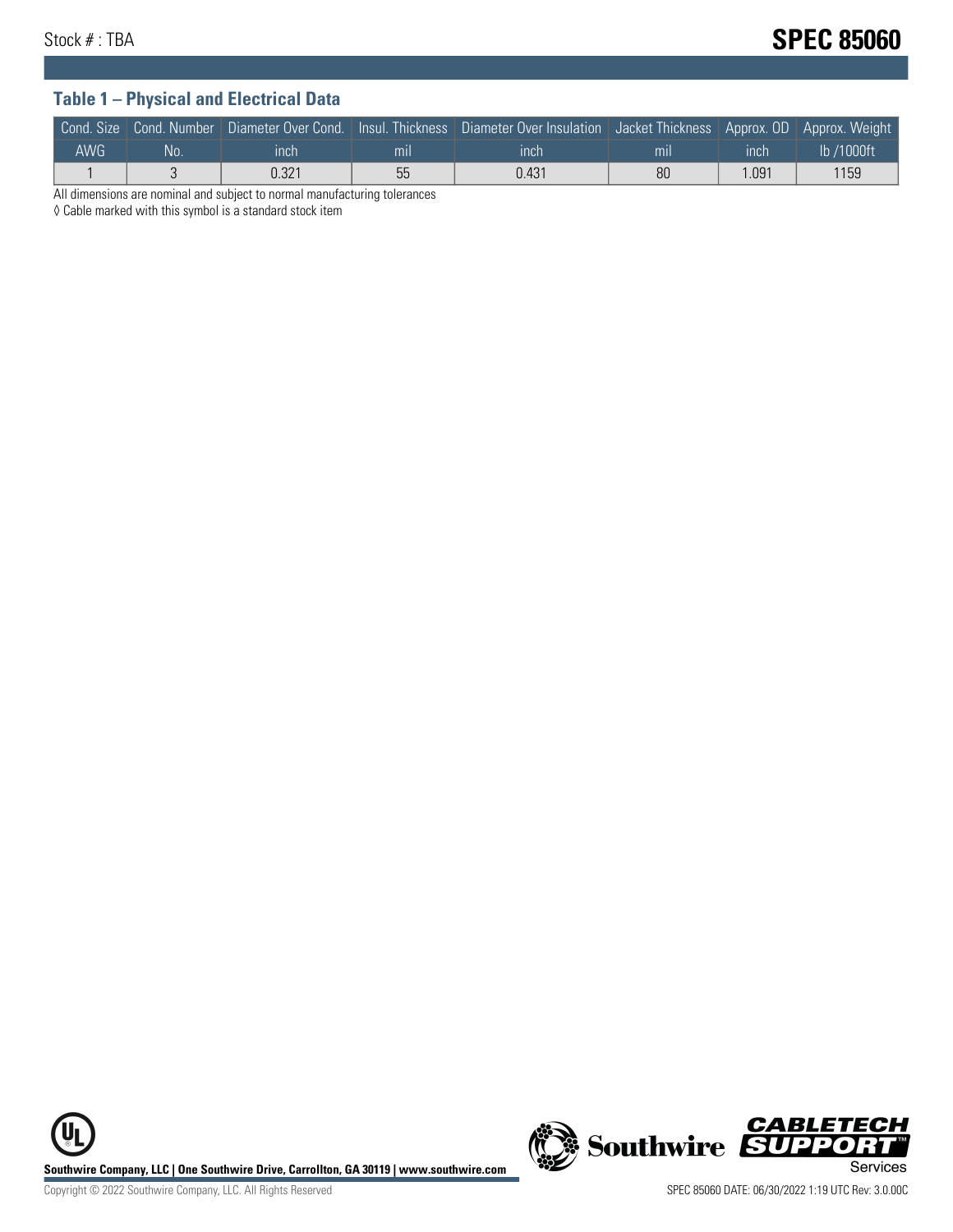## Table 1 – Physical and Electrical Data

| Cond. Size | Cond. Number | Diameter Over Cond. | Insul. Thickness | Diameter Over Insulation | Jacket Thickness | Approx. OD | Approx. Weight |
|---|---|---|---|---|---|---|---|
| AWG | No. | inch | mil | inch | mil | inch | lb /1000ft |
| 1 | 3 | 0.321 | 55 | 0.431 | 80 | 1.091 | 1159 |

All dimensions are nominal and subject to normal manufacturing tolerances

◊ Cable marked with this symbol is a standard stock item